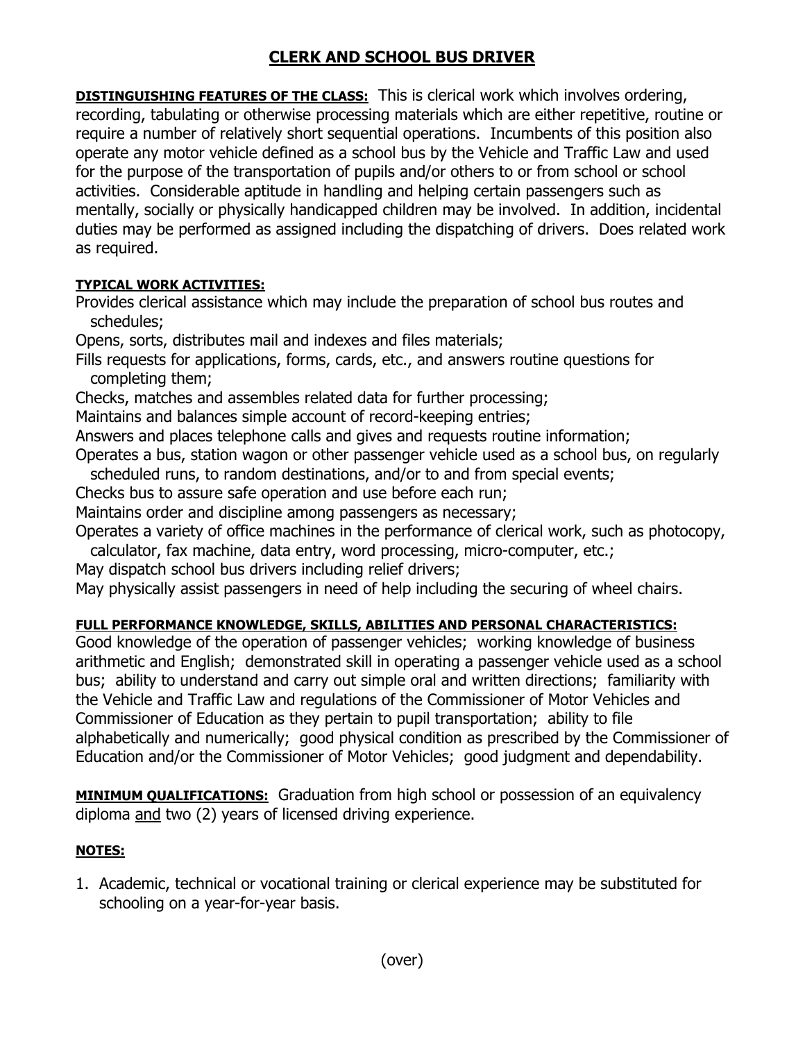# CLERK AND SCHOOL BUS DRIVER

**DISTINGUISHING FEATURES OF THE CLASS:** This is clerical work which involves ordering, recording, tabulating or otherwise processing materials which are either repetitive, routine or require a number of relatively short sequential operations. Incumbents of this position also operate any motor vehicle defined as a school bus by the Vehicle and Traffic Law and used for the purpose of the transportation of pupils and/or others to or from school or school activities. Considerable aptitude in handling and helping certain passengers such as mentally, socially or physically handicapped children may be involved. In addition, incidental duties may be performed as assigned including the dispatching of drivers. Does related work as required.

**TYPICAL WORK ACTIVITIES:**

Provides clerical assistance which may include the preparation of school bus routes and schedules;
Opens, sorts, distributes mail and indexes and files materials;
Fills requests for applications, forms, cards, etc., and answers routine questions for completing them;
Checks, matches and assembles related data for further processing;
Maintains and balances simple account of record-keeping entries;
Answers and places telephone calls and gives and requests routine information;
Operates a bus, station wagon or other passenger vehicle used as a school bus, on regularly scheduled runs, to random destinations, and/or to and from special events;
Checks bus to assure safe operation and use before each run;
Maintains order and discipline among passengers as necessary;
Operates a variety of office machines in the performance of clerical work, such as photocopy, calculator, fax machine, data entry, word processing, micro-computer, etc.;
May dispatch school bus drivers including relief drivers;
May physically assist passengers in need of help including the securing of wheel chairs.

**FULL PERFORMANCE KNOWLEDGE, SKILLS, ABILITIES AND PERSONAL CHARACTERISTICS:**
Good knowledge of the operation of passenger vehicles; working knowledge of business arithmetic and English; demonstrated skill in operating a passenger vehicle used as a school bus; ability to understand and carry out simple oral and written directions; familiarity with the Vehicle and Traffic Law and regulations of the Commissioner of Motor Vehicles and Commissioner of Education as they pertain to pupil transportation; ability to file alphabetically and numerically; good physical condition as prescribed by the Commissioner of Education and/or the Commissioner of Motor Vehicles; good judgment and dependability.

**MINIMUM QUALIFICATIONS:** Graduation from high school or possession of an equivalency diploma and two (2) years of licensed driving experience.

**NOTES:**

1. Academic, technical or vocational training or clerical experience may be substituted for schooling on a year-for-year basis.

(over)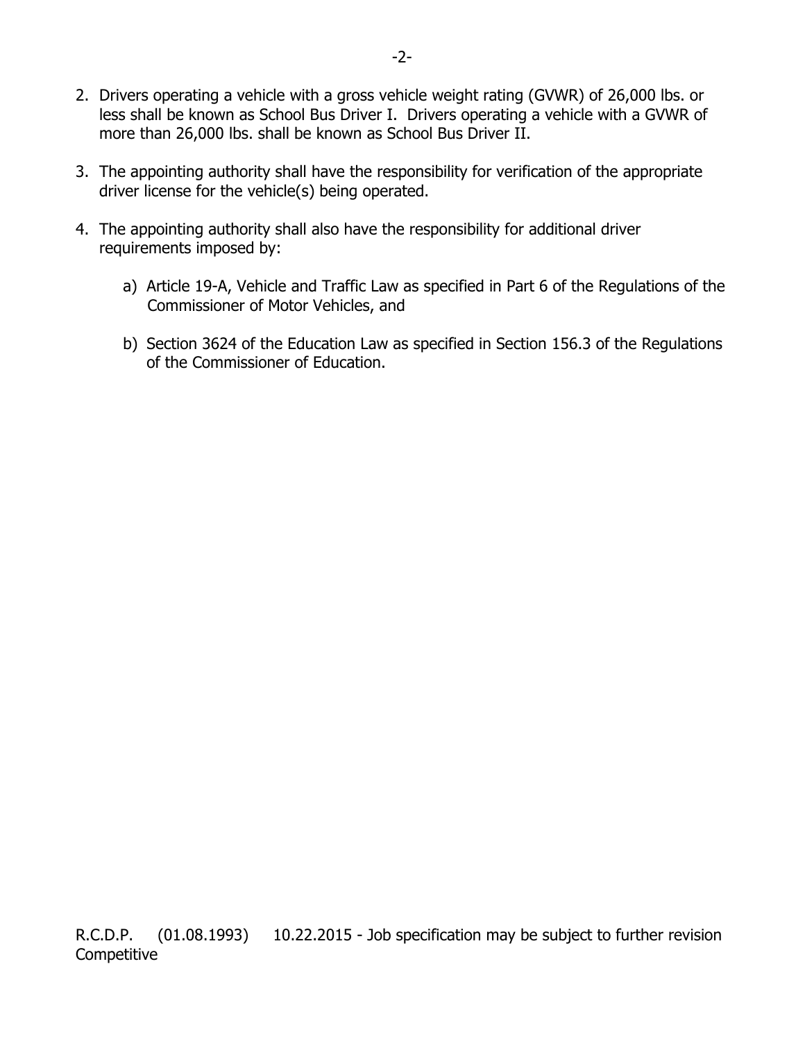2. Drivers operating a vehicle with a gross vehicle weight rating (GVWR) of 26,000 lbs. or less shall be known as School Bus Driver I. Drivers operating a vehicle with a GVWR of more than 26,000 lbs. shall be known as School Bus Driver II.

3. The appointing authority shall have the responsibility for verification of the appropriate driver license for the vehicle(s) being operated.

4. The appointing authority shall also have the responsibility for additional driver requirements imposed by:

   a) Article 19-A, Vehicle and Traffic Law as specified in Part 6 of the Regulations of the Commissioner of Motor Vehicles, and

   b) Section 3624 of the Education Law as specified in Section 156.3 of the Regulations of the Commissioner of Education.

R.C.D.P. (01.08.1993) 10.22.2015 - Job specification may be subject to further revision
Competitive